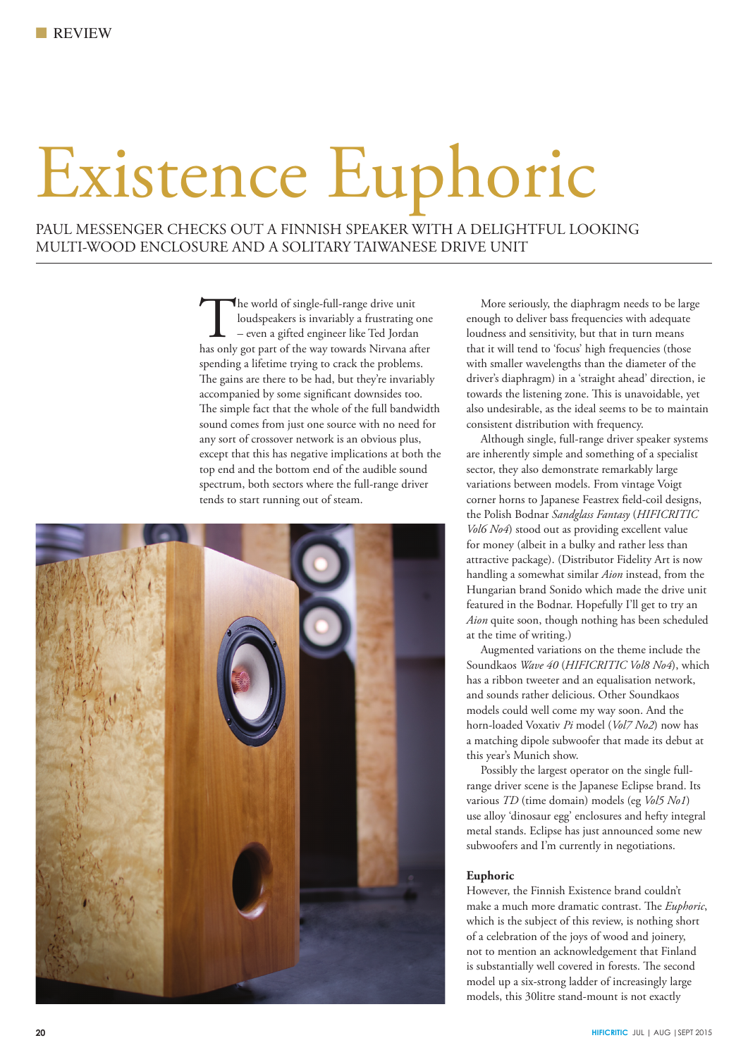# Existence Euphoric

PAUL MESSENGER CHECKS OUT A FINNISH SPEAKER WITH A DELIGHTFUL LOOKING MULTI-WOOD ENCLOSURE AND A SOLITARY TAIWANESE DRIVE UNIT

The world of single-full-range drive unit loudspeakers is invariably a frustrating one – even a gifted engineer like Ted Jordan has only got part of the way towards Nirvana after spending a lifetime trying to crack the problems. The gains are there to be had, but they're invariably accompanied by some significant downsides too. The simple fact that the whole of the full bandwidth sound comes from just one source with no need for any sort of crossover network is an obvious plus, except that this has negative implications at both the top end and the bottom end of the audible sound spectrum, both sectors where the full-range driver tends to start running out of steam.

More seriously, the diaphragm needs to be large enough to deliver bass frequencies with adequate loudness and sensitivity, but that in turn means that it will tend to 'focus' high frequencies (those with smaller wavelengths than the diameter of the driver's diaphragm) in a 'straight ahead' direction, ie towards the listening zone. This is unavoidable, yet also undesirable, as the ideal seems to be to maintain consistent distribution with frequency.

Although single, full-range driver speaker systems are inherently simple and something of a specialist sector, they also demonstrate remarkably large variations between models. From vintage Voigt corner horns to Japanese Feastrex field-coil designs, the Polish Bodnar *Sandglass Fantasy* (*HIFICRITIC Vol6 No4*) stood out as providing excellent value for money (albeit in a bulky and rather less than attractive package). (Distributor Fidelity Art is now handling a somewhat similar *Aion* instead, from the Hungarian brand Sonido which made the drive unit featured in the Bodnar. Hopefully I'll get to try an *Aion* quite soon, though nothing has been scheduled at the time of writing.)

Augmented variations on the theme include the Soundkaos *Wave 40* (*HIFICRITIC Vol8 No4*), which has a ribbon tweeter and an equalisation network, and sounds rather delicious. Other Soundkaos models could well come my way soon. And the horn-loaded Voxativ *Pi* model (*Vol7 No2*) now has a matching dipole subwoofer that made its debut at this year's Munich show.

Possibly the largest operator on the single full-range driver scene is the Japanese Eclipse brand. Its various *TD* (time domain) models (eg *Vol5 No1*) use alloy 'dinosaur egg' enclosures and hefty integral metal stands. Eclipse has just announced some new subwoofers and I'm currently in negotiations.

### Euphoric

However, the Finnish Existence brand couldn't make a much more dramatic contrast. The *Euphoric*, which is the subject of this review, is nothing short of a celebration of the joys of wood and joinery, not to mention an acknowledgement that Finland is substantially well covered in forests. The second model up a six-strong ladder of increasingly large models, this 30litre stand-mount is not exactly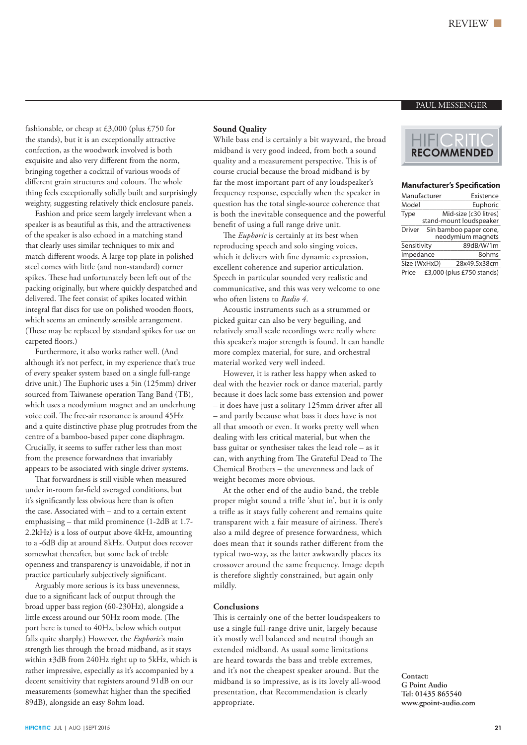PAUL MESSENGER

fashionable, or cheap at £3,000 (plus £750 for the stands), but it is an exceptionally attractive confection, as the woodwork involved is both exquisite and also very different from the norm, bringing together a cocktail of various woods of different grain structures and colours. The whole thing feels exceptionally solidly built and surprisingly weighty, suggesting relatively thick enclosure panels.

Fashion and price seem largely irrelevant when a speaker is as beautiful as this, and the attractiveness of the speaker is also echoed in a matching stand that clearly uses similar techniques to mix and match different woods. A large top plate in polished steel comes with little (and non-standard) corner spikes. These had unfortunately been left out of the packing originally, but where quickly despatched and delivered. The feet consist of spikes located within integral flat discs for use on polished wooden floors, which seems an eminently sensible arrangement. (These may be replaced by standard spikes for use on carpeted floors.)

Furthermore, it also works rather well. (And although it's not perfect, in my experience that's true of every speaker system based on a single full-range drive unit.) The Euphoric uses a 5in (125mm) driver sourced from Taiwanese operation Tang Band (TB), which uses a neodymium magnet and an underhung voice coil. The free-air resonance is around 45Hz and a quite distinctive phase plug protrudes from the centre of a bamboo-based paper cone diaphragm. Crucially, it seems to suffer rather less than most from the presence forwardness that invariably appears to be associated with single driver systems.

That forwardness is still visible when measured under in-room far-field averaged conditions, but it's significantly less obvious here than is often the case. Associated with – and to a certain extent emphasising – that mild prominence (1-2dB at 1.7-2.2kHz) is a loss of output above 4kHz, amounting to a -6dB dip at around 8kHz. Output does recover somewhat thereafter, but some lack of treble openness and transparency is unavoidable, if not in practice particularly subjectively significant.

Arguably more serious is its bass unevenness, due to a significant lack of output through the broad upper bass region (60-230Hz), alongside a little excess around our 50Hz room mode. (The port here is tuned to 40Hz, below which output falls quite sharply.) However, the *Euphoric*'s main strength lies through the broad midband, as it stays within ±3dB from 240Hz right up to 5kHz, which is rather impressive, especially as it's accompanied by a decent sensitivity that registers around 91dB on our measurements (somewhat higher than the specified 89dB), alongside an easy 8ohm load.

## Sound Quality

While bass end is certainly a bit wayward, the broad midband is very good indeed, from both a sound quality and a measurement perspective. This is of course crucial because the broad midband is by far the most important part of any loudspeaker's frequency response, especially when the speaker in question has the total single-source coherence that is both the inevitable consequence and the powerful benefit of using a full range drive unit.

The *Euphoric* is certainly at its best when reproducing speech and solo singing voices, which it delivers with fine dynamic expression, excellent coherence and superior articulation. Speech in particular sounded very realistic and communicative, and this was very welcome to one who often listens to *Radio 4*.

Acoustic instruments such as a strummed or picked guitar can also be very beguiling, and relatively small scale recordings were really where this speaker's major strength is found. It can handle more complex material, for sure, and orchestral material worked very well indeed.

However, it is rather less happy when asked to deal with the heavier rock or dance material, partly because it does lack some bass extension and power – it does have just a solitary 125mm driver after all – and partly because what bass it does have is not all that smooth or even. It works pretty well when dealing with less critical material, but when the bass guitar or synthesiser takes the lead role – as it can, with anything from The Grateful Dead to The Chemical Brothers – the unevenness and lack of weight becomes more obvious.

At the other end of the audio band, the treble proper might sound a trifle 'shut in', but it is only a trifle as it stays fully coherent and remains quite transparent with a fair measure of airiness. There's also a mild degree of presence forwardness, which does mean that it sounds rather different from the typical two-way, as the latter awkwardly places its crossover around the same frequency. Image depth is therefore slightly constrained, but again only mildly.

## Conclusions

This is certainly one of the better loudspeakers to use a single full-range drive unit, largely because it's mostly well balanced and neutral though an extended midband. As usual some limitations are heard towards the bass and treble extremes, and it's not the cheapest speaker around. But the midband is so impressive, as is its lovely all-wood presentation, that Recommendation is clearly appropriate.

HIFICRITIC RECOMMENDED

### Manufacturer's Specification

| | |
|---|---|
| Manufacturer | Existence |
| Model | Euphoric |
| Type | Mid-size (c30 litres) stand-mount loudspeaker |
| Driver | 5in bamboo paper cone, neodymium magnets |
| Sensitivity | 89dB/W/1m |
| Impedance | 8ohms |
| Size (WxHxD) | 28x49.5x38cm |
| Price | £3,000 (plus £750 stands) |

**Contact:**
**G Point Audio**
**Tel: 01435 865540**
**www.gpoint-audio.com**